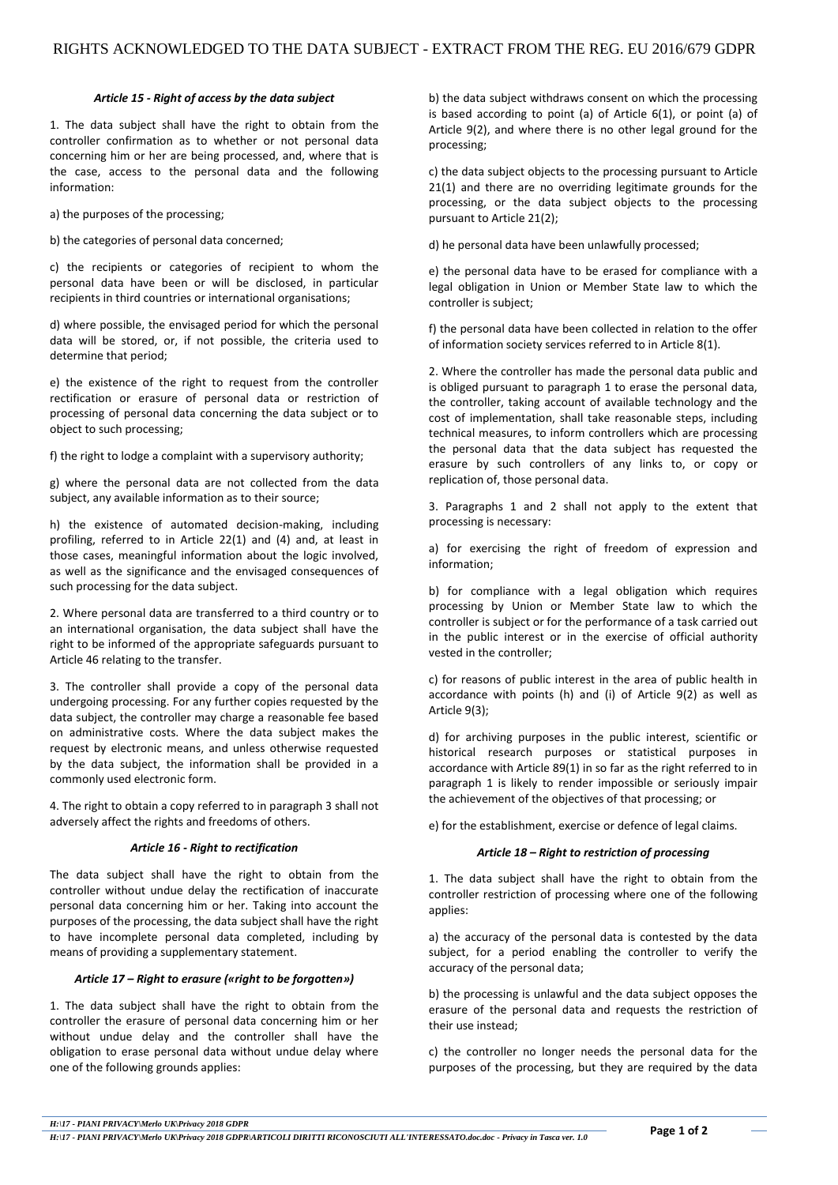# RIGHTS ACKNOWLEDGED TO THE DATA SUBJECT - EXTRACT FROM THE REG. EU 2016/679 GDPR

### *Article 15 - Right of access by the data subject*

1. The data subject shall have the right to obtain from the controller confirmation as to whether or not personal data concerning him or her are being processed, and, where that is the case, access to the personal data and the following information:

a) the purposes of the processing;

b) the categories of personal data concerned;

c) the recipients or categories of recipient to whom the personal data have been or will be disclosed, in particular recipients in third countries or international organisations;

d) where possible, the envisaged period for which the personal data will be stored, or, if not possible, the criteria used to determine that period;

e) the existence of the right to request from the controller rectification or erasure of personal data or restriction of processing of personal data concerning the data subject or to object to such processing;

f) the right to lodge a complaint with a supervisory authority;

g) where the personal data are not collected from the data subject, any available information as to their source;

h) the existence of automated decision-making, including profiling, referred to in Article 22(1) and (4) and, at least in those cases, meaningful information about the logic involved, as well as the significance and the envisaged consequences of such processing for the data subject.

2. Where personal data are transferred to a third country or to an international organisation, the data subject shall have the right to be informed of the appropriate safeguards pursuant to Article 46 relating to the transfer.

3. The controller shall provide a copy of the personal data undergoing processing. For any further copies requested by the data subject, the controller may charge a reasonable fee based on administrative costs. Where the data subject makes the request by electronic means, and unless otherwise requested by the data subject, the information shall be provided in a commonly used electronic form.

4. The right to obtain a copy referred to in paragraph 3 shall not adversely affect the rights and freedoms of others.

### *Article 16 - Right to rectification*

The data subject shall have the right to obtain from the controller without undue delay the rectification of inaccurate personal data concerning him or her. Taking into account the purposes of the processing, the data subject shall have the right to have incomplete personal data completed, including by means of providing a supplementary statement.

### *Article 17 – Right to erasure («right to be forgotten»)*

1. The data subject shall have the right to obtain from the controller the erasure of personal data concerning him or her without undue delay and the controller shall have the obligation to erase personal data without undue delay where one of the following grounds applies:

b) the data subject withdraws consent on which the processing is based according to point (a) of Article 6(1), or point (a) of Article 9(2), and where there is no other legal ground for the processing;

c) the data subject objects to the processing pursuant to Article 21(1) and there are no overriding legitimate grounds for the processing, or the data subject objects to the processing pursuant to Article 21(2);

d) he personal data have been unlawfully processed;

e) the personal data have to be erased for compliance with a legal obligation in Union or Member State law to which the controller is subject;

f) the personal data have been collected in relation to the offer of information society services referred to in Article 8(1).

2. Where the controller has made the personal data public and is obliged pursuant to paragraph 1 to erase the personal data, the controller, taking account of available technology and the cost of implementation, shall take reasonable steps, including technical measures, to inform controllers which are processing the personal data that the data subject has requested the erasure by such controllers of any links to, or copy or replication of, those personal data.

3. Paragraphs 1 and 2 shall not apply to the extent that processing is necessary:

a) for exercising the right of freedom of expression and information;

b) for compliance with a legal obligation which requires processing by Union or Member State law to which the controller is subject or for the performance of a task carried out in the public interest or in the exercise of official authority vested in the controller;

c) for reasons of public interest in the area of public health in accordance with points (h) and (i) of Article 9(2) as well as Article 9(3);

d) for archiving purposes in the public interest, scientific or historical research purposes or statistical purposes in accordance with Article 89(1) in so far as the right referred to in paragraph 1 is likely to render impossible or seriously impair the achievement of the objectives of that processing; or

e) for the establishment, exercise or defence of legal claims.

### *Article 18 – Right to restriction of processing*

1. The data subject shall have the right to obtain from the controller restriction of processing where one of the following applies:

a) the accuracy of the personal data is contested by the data subject, for a period enabling the controller to verify the accuracy of the personal data;

b) the processing is unlawful and the data subject opposes the erasure of the personal data and requests the restriction of their use instead;

c) the controller no longer needs the personal data for the purposes of the processing, but they are required by the data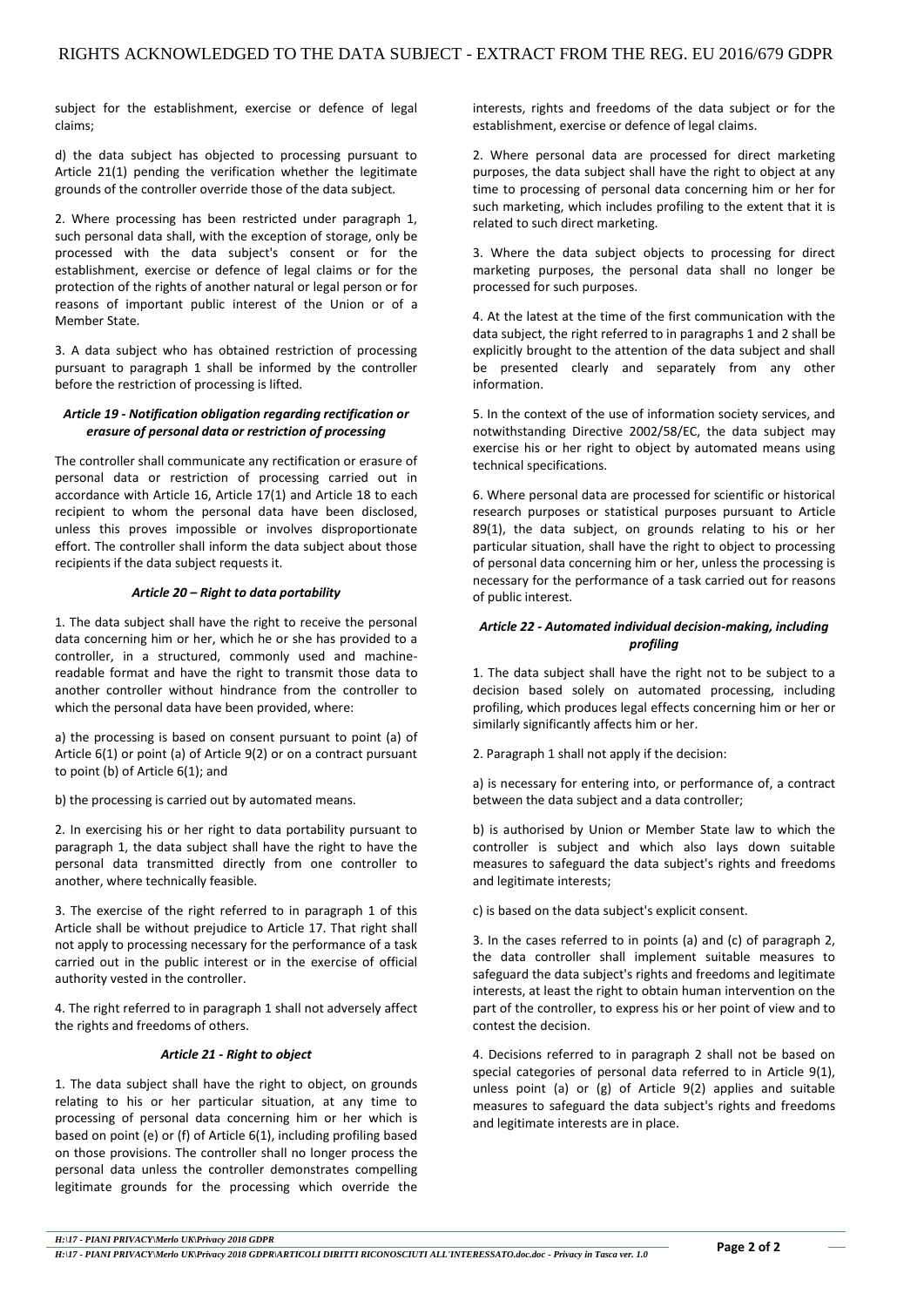subject for the establishment, exercise or defence of legal claims;

d) the data subject has objected to processing pursuant to Article 21(1) pending the verification whether the legitimate grounds of the controller override those of the data subject.

2. Where processing has been restricted under paragraph 1, such personal data shall, with the exception of storage, only be processed with the data subject's consent or for the establishment, exercise or defence of legal claims or for the protection of the rights of another natural or legal person or for reasons of important public interest of the Union or of a Member State.

3. A data subject who has obtained restriction of processing pursuant to paragraph 1 shall be informed by the controller before the restriction of processing is lifted.

### *Article 19 - Notification obligation regarding rectification or erasure of personal data or restriction of processing*

The controller shall communicate any rectification or erasure of personal data or restriction of processing carried out in accordance with Article 16, Article 17(1) and Article 18 to each recipient to whom the personal data have been disclosed, unless this proves impossible or involves disproportionate effort. The controller shall inform the data subject about those recipients if the data subject requests it.

### *Article 20 – Right to data portability*

1. The data subject shall have the right to receive the personal data concerning him or her, which he or she has provided to a controller, in a structured, commonly used and machine-readable format and have the right to transmit those data to another controller without hindrance from the controller to which the personal data have been provided, where:

a) the processing is based on consent pursuant to point (a) of Article 6(1) or point (a) of Article 9(2) or on a contract pursuant to point (b) of Article 6(1); and

b) the processing is carried out by automated means.

2. In exercising his or her right to data portability pursuant to paragraph 1, the data subject shall have the right to have the personal data transmitted directly from one controller to another, where technically feasible.

3. The exercise of the right referred to in paragraph 1 of this Article shall be without prejudice to Article 17. That right shall not apply to processing necessary for the performance of a task carried out in the public interest or in the exercise of official authority vested in the controller.

4. The right referred to in paragraph 1 shall not adversely affect the rights and freedoms of others.

### *Article 21 - Right to object*

1. The data subject shall have the right to object, on grounds relating to his or her particular situation, at any time to processing of personal data concerning him or her which is based on point (e) or (f) of Article 6(1), including profiling based on those provisions. The controller shall no longer process the personal data unless the controller demonstrates compelling legitimate grounds for the processing which override the interests, rights and freedoms of the data subject or for the establishment, exercise or defence of legal claims.

2. Where personal data are processed for direct marketing purposes, the data subject shall have the right to object at any time to processing of personal data concerning him or her for such marketing, which includes profiling to the extent that it is related to such direct marketing.

3. Where the data subject objects to processing for direct marketing purposes, the personal data shall no longer be processed for such purposes.

4. At the latest at the time of the first communication with the data subject, the right referred to in paragraphs 1 and 2 shall be explicitly brought to the attention of the data subject and shall be presented clearly and separately from any other information.

5. In the context of the use of information society services, and notwithstanding Directive 2002/58/EC, the data subject may exercise his or her right to object by automated means using technical specifications.

6. Where personal data are processed for scientific or historical research purposes or statistical purposes pursuant to Article 89(1), the data subject, on grounds relating to his or her particular situation, shall have the right to object to processing of personal data concerning him or her, unless the processing is necessary for the performance of a task carried out for reasons of public interest.

### *Article 22 - Automated individual decision-making, including profiling*

1. The data subject shall have the right not to be subject to a decision based solely on automated processing, including profiling, which produces legal effects concerning him or her or similarly significantly affects him or her.

2. Paragraph 1 shall not apply if the decision:

a) is necessary for entering into, or performance of, a contract between the data subject and a data controller;

b) is authorised by Union or Member State law to which the controller is subject and which also lays down suitable measures to safeguard the data subject's rights and freedoms and legitimate interests;

c) is based on the data subject's explicit consent.

3. In the cases referred to in points (a) and (c) of paragraph 2, the data controller shall implement suitable measures to safeguard the data subject's rights and freedoms and legitimate interests, at least the right to obtain human intervention on the part of the controller, to express his or her point of view and to contest the decision.

4. Decisions referred to in paragraph 2 shall not be based on special categories of personal data referred to in Article 9(1), unless point (a) or (g) of Article 9(2) applies and suitable measures to safeguard the data subject's rights and freedoms and legitimate interests are in place.